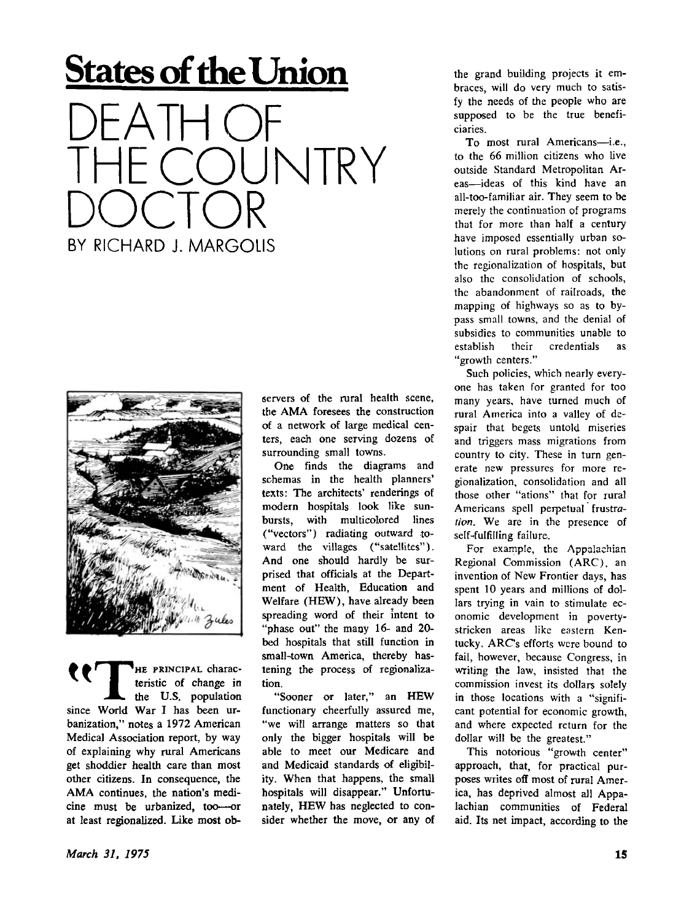# States of the Union

# DEATH OF THE COUNTRY DOCTOR

BY RICHARD J. MARGOLIS

"THE PRINCIPAL characteristic of change in the U.S. population since World War I has been urbanization," notes a 1972 American Medical Association report, by way of explaining why rural Americans get shoddier health care than most other citizens. In consequence, the AMA continues, the nation's medicine must be urbanized, too—or at least regionalized. Like most observers of the rural health scene, the AMA foresees the construction of a network of large medical centers, each one serving dozens of surrounding small towns.

One finds the diagrams and schemas in the health planners' texts: The architects' renderings of modern hospitals look like sunbursts, with multicolored lines ("vectors") radiating outward toward the villages ("satellites"). And one should hardly be surprised that officials at the Department of Health, Education and Welfare (HEW), have already been spreading word of their intent to "phase out" the many 16- and 20-bed hospitals that still function in small-town America, thereby hastening the process of regionalization.

"Sooner or later," an HEW functionary cheerfully assured me, "we will arrange matters so that only the bigger hospitals will be able to meet our Medicare and and Medicaid standards of eligibility. When that happens, the small hospitals will disappear." Unfortunately, HEW has neglected to consider whether the move, or any of the grand building projects it embraces, will do very much to satisfy the needs of the people who are supposed to be the true beneficiaries.

To most rural Americans—i.e., to the 66 million citizens who live outside Standard Metropolitan Areas—ideas of this kind have an all-too-familiar air. They seem to be merely the continuation of programs that for more than half a century have imposed essentially urban solutions on rural problems: not only the regionalization of hospitals, but also the consolidation of schools, the abandonment of railroads, the mapping of highways so as to bypass small towns, and the denial of subsidies to communities unable to establish their credentials as "growth centers."

Such policies, which nearly everyone has taken for granted for too many years, have turned much of rural America into a valley of despair that begets untold miseries and triggers mass migrations from country to city. These in turn generate new pressures for more regionalization, consolidation and all those other "ations" that for rural Americans spell perpetual *frustration*. We are in the presence of self-fulfilling failure.

For example, the Appalachian Regional Commission (ARC), an invention of New Frontier days, has spent 10 years and millions of dollars trying in vain to stimulate economic development in poverty-stricken areas like eastern Kentucky. ARC's efforts were bound to fail, however, because Congress, in writing the law, insisted that the commission invest its dollars solely in those locations with a "significant potential for economic growth, and where expected return for the dollar will be the greatest."

This notorious "growth center" approach, that, for practical purposes writes off most of rural America, has deprived almost all Appalachian communities of Federal aid. Its net impact, according to the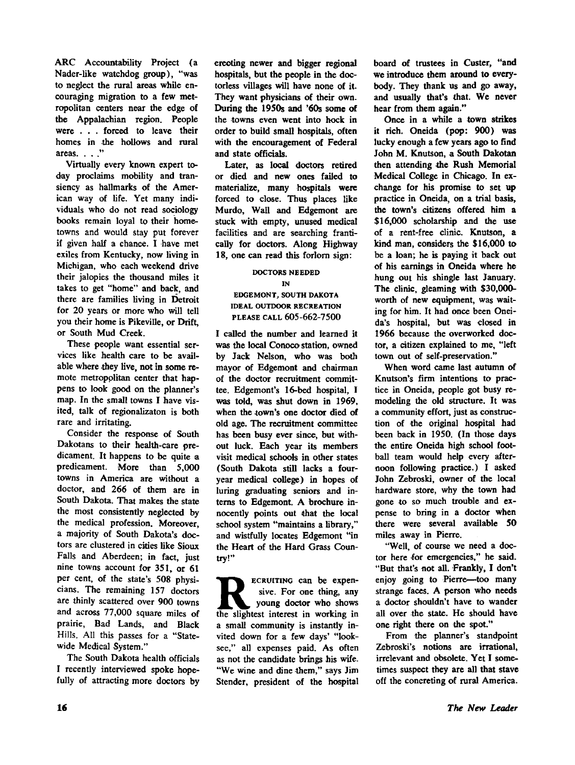ARC Accountability Project (a Nader-like watchdog group), "was to neglect the rural areas while encouraging migration to a few metropolitan centers near the edge of the Appalachian region. People were . . . forced to leave their homes in the hollows and rural areas. . . ."

Virtually every known expert today proclaims mobility and transiency as hallmarks of the American way of life. Yet many individuals who do not read sociology books remain loyal to their hometowns and would stay put forever if given half a chance. I have met exiles from Kentucky, now living in Michigan, who each weekend drive their jalopies the thousand miles it takes to get "home" and back, and there are families living in Detroit for 20 years or more who will tell you their home is Pikeville, or Drift, or South Mud Creek.

These people want essential services like health care to be available where they live, not in some remote metropolitan center that happens to look good on the planner's map. In the small towns I have visited, talk of regionalizaton is both rare and irritating.

Consider the response of South Dakotans to their health-care predicament. It happens to be quite a predicament. More than 5,000 towns in America are without a doctor, and 266 of them are in South Dakota. That makes the state the most consistently neglected by the medical profession. Moreover, a majority of South Dakota's doctors are clustered in cities like Sioux Falls and Aberdeen; in fact, just nine towns account for 351, or 61 per cent, of the state's 508 physicians. The remaining 157 doctors are thinly scattered over 900 towns and across 77,000 square miles of prairie, Bad Lands, and Black Hills. All this passes for a "Statewide Medical System."

The South Dakota health officials I recently interviewed spoke hopefully of attracting more doctors by erecting newer and bigger regional hospitals, but the people in the doctorless villages will have none of it. They want physicians of their own. During the 1950s and '60s some of the towns even went into hock in order to build small hospitals, often with the encouragement of Federal and state officials.

Later, as local doctors retired or died and new ones failed to materialize, many hospitals were forced to close. Thus places like Murdo, Wall and Edgemont are stuck with empty, unused medical facilities and are searching frantically for doctors. Along Highway 18, one can read this forlorn sign:

DOCTORS NEEDED
IN
EDGEMONT, SOUTH DAKOTA
IDEAL OUTDOOR RECREATION
PLEASE CALL 605-662-7500

I called the number and learned it was the local Conoco station, owned by Jack Nelson, who was both mayor of Edgemont and chairman of the doctor recruitment committee. Edgemont's 16-bed hospital, I was told, was shut down in 1969, when the town's one doctor died of old age. The recruitment committee has been busy ever since, but without luck. Each year its members visit medical schools in other states (South Dakota still lacks a four-year medical college) in hopes of luring graduating seniors and interns to Edgemont. A brochure innocently points out that the local school system "maintains a library," and wistfully locates Edgemont "in the Heart of the Hard Grass Country!"

RECRUITING can be expensive. For one thing, any young doctor who shows the slightest interest in working in a small community is instantly invited down for a few days' "looksee," all expenses paid. As often as not the candidate brings his wife. "We wine and dine them," says Jim Stender, president of the hospital board of trustees in Custer, "and we introduce them around to everybody. They thank us and go away, and usually that's that. We never hear from them again."

Once in a while a town strikes it rich. Oneida (pop: 900) was lucky enough a few years ago to find John M. Knutson, a South Dakotan then attending the Rush Memorial Medical College in Chicago. In exchange for his promise to set up practice in Oneida, on a trial basis, the town's citizens offered him a $16,000 scholarship and the use of a rent-free clinic. Knutson, a kind man, considers the $16,000 to be a loan; he is paying it back out of his earnings in Oneida where he hung out his shingle last January. The clinic, gleaming with $30,000-worth of new equipment, was waiting for him. It had once been Oneida's hospital, but was closed in 1966 because the overworked doctor, a citizen explained to me, "left town out of self-preservation."

When word came last autumn of Knutson's firm intentions to practice in Oneida, people got busy remodeling the old structure. It was a community effort, just as construction of the original hospital had been back in 1950. (In those days the entire Oneida high school football team would help every afternoon following practice.) I asked John Zebroski, owner of the local hardware store, why the town had gone to so much trouble and expense to bring in a doctor when there were several available 50 miles away in Pierre.

"Well, of course we need a doctor here for emergencies," he said. "But that's not all. Frankly, I don't enjoy going to Pierre—too many strange faces. A person who needs a doctor shouldn't have to wander all over the state. He should have one right there on the spot."

From the planner's standpoint Zebroski's notions are irrational, irrelevant and obsolete. Yet I sometimes suspect they are all that stave off the concreting of rural America.